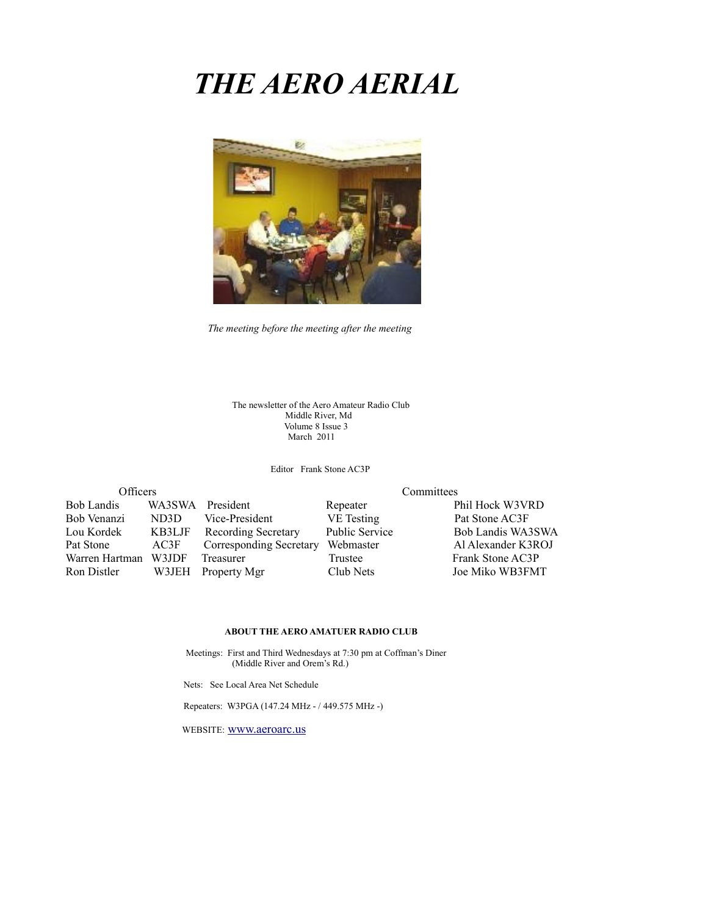# *THE AERO AERIAL*

*The meeting before the meeting after the meeting*

The newsletter of the Aero Amateur Radio Club
Middle River, Md
Volume 8 Issue 3
March 2011

Editor Frank Stone AC3P

| Officers | | | Committees | |
|---|---|---|---|---|
| Bob Landis | WA3SWA | President | Repeater | Phil Hock W3VRD |
| Bob Venanzi | ND3D | Vice-President | VE Testing | Pat Stone AC3F |
| Lou Kordek | KB3LJF | Recording Secretary | Public Service | Bob Landis WA3SWA |
| Pat Stone | AC3F | Corresponding Secretary | Webmaster | Al Alexander K3ROJ |
| Warren Hartman | W3JDF | Treasurer | Trustee | Frank Stone AC3P |
| Ron Distler | W3JEH | Property Mgr | Club Nets | Joe Miko WB3FMT |

**ABOUT THE AERO AMATUER RADIO CLUB**

Meetings: First and Third Wednesdays at 7:30 pm at Coffman's Diner
(Middle River and Orem's Rd.)

Nets: See Local Area Net Schedule

Repeaters: W3PGA (147.24 MHz - / 449.575 MHz -)

WEBSITE: www.aeroarc.us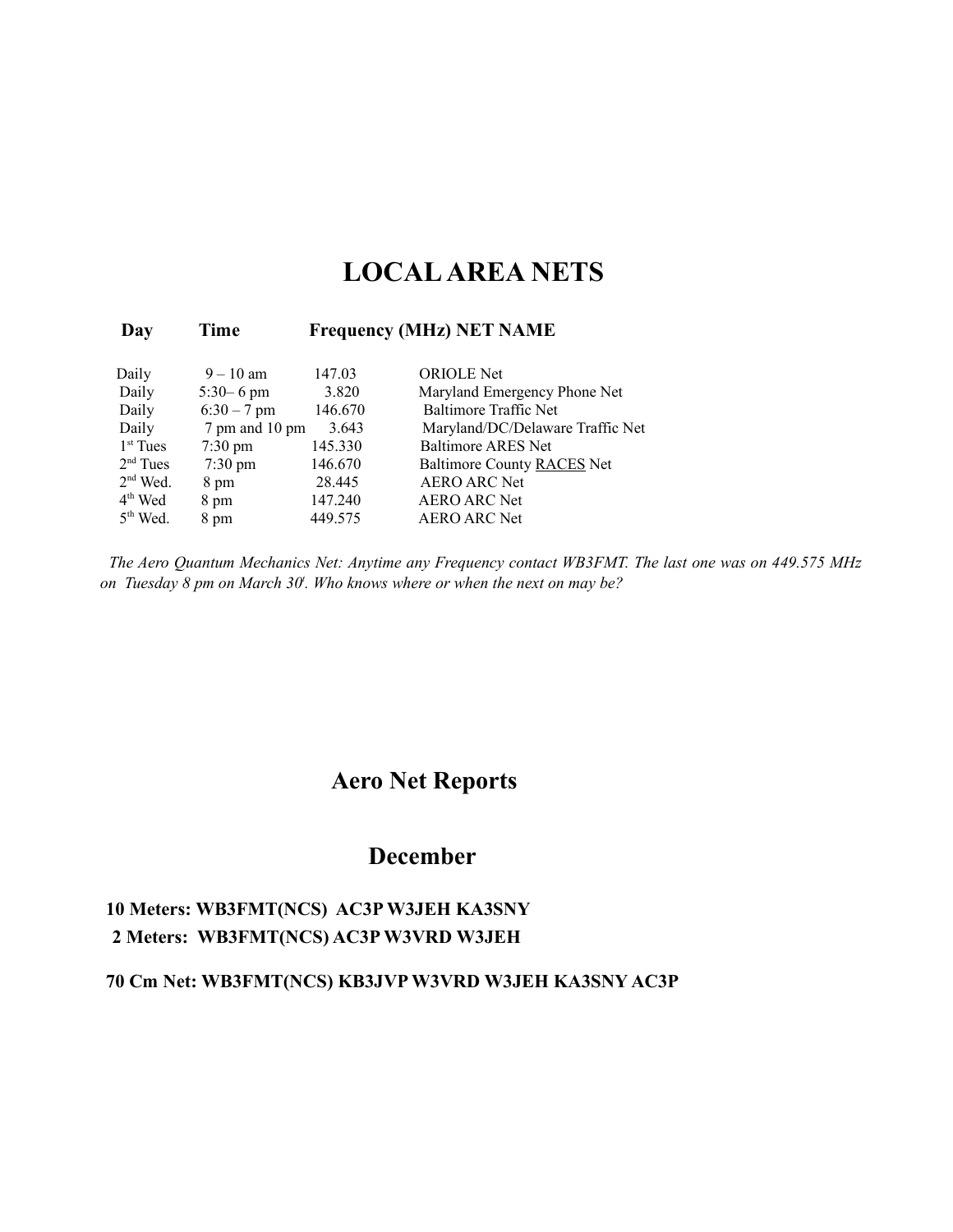# LOCAL AREA NETS

| Day | Time | Frequency (MHz) | NET NAME |
|---|---|---|---|
| Daily | 9 – 10 am | 147.03 | ORIOLE Net |
| Daily | 5:30– 6 pm | 3.820 | Maryland Emergency Phone Net |
| Daily | 6:30 – 7 pm | 146.670 | Baltimore Traffic Net |
| Daily | 7 pm and 10 pm | 3.643 | Maryland/DC/Delaware Traffic Net |
| 1st Tues | 7:30 pm | 145.330 | Baltimore ARES Net |
| 2nd Tues | 7:30 pm | 146.670 | Baltimore County RACES Net |
| 2nd Wed. | 8 pm | 28.445 | AERO ARC Net |
| 4th Wed | 8 pm | 147.240 | AERO ARC Net |
| 5th Wed. | 8 pm | 449.575 | AERO ARC Net |

*The Aero Quantum Mechanics Net: Anytime any Frequency contact WB3FMT. The last one was on 449.575 MHz on Tuesday 8 pm on March 30t. Who knows where or when the next on may be?*

## Aero Net Reports

## December

**10 Meters: WB3FMT(NCS) AC3P W3JEH KA3SNY**

**2 Meters: WB3FMT(NCS) AC3P W3VRD W3JEH**

**70 Cm Net: WB3FMT(NCS) KB3JVP W3VRD W3JEH KA3SNY AC3P**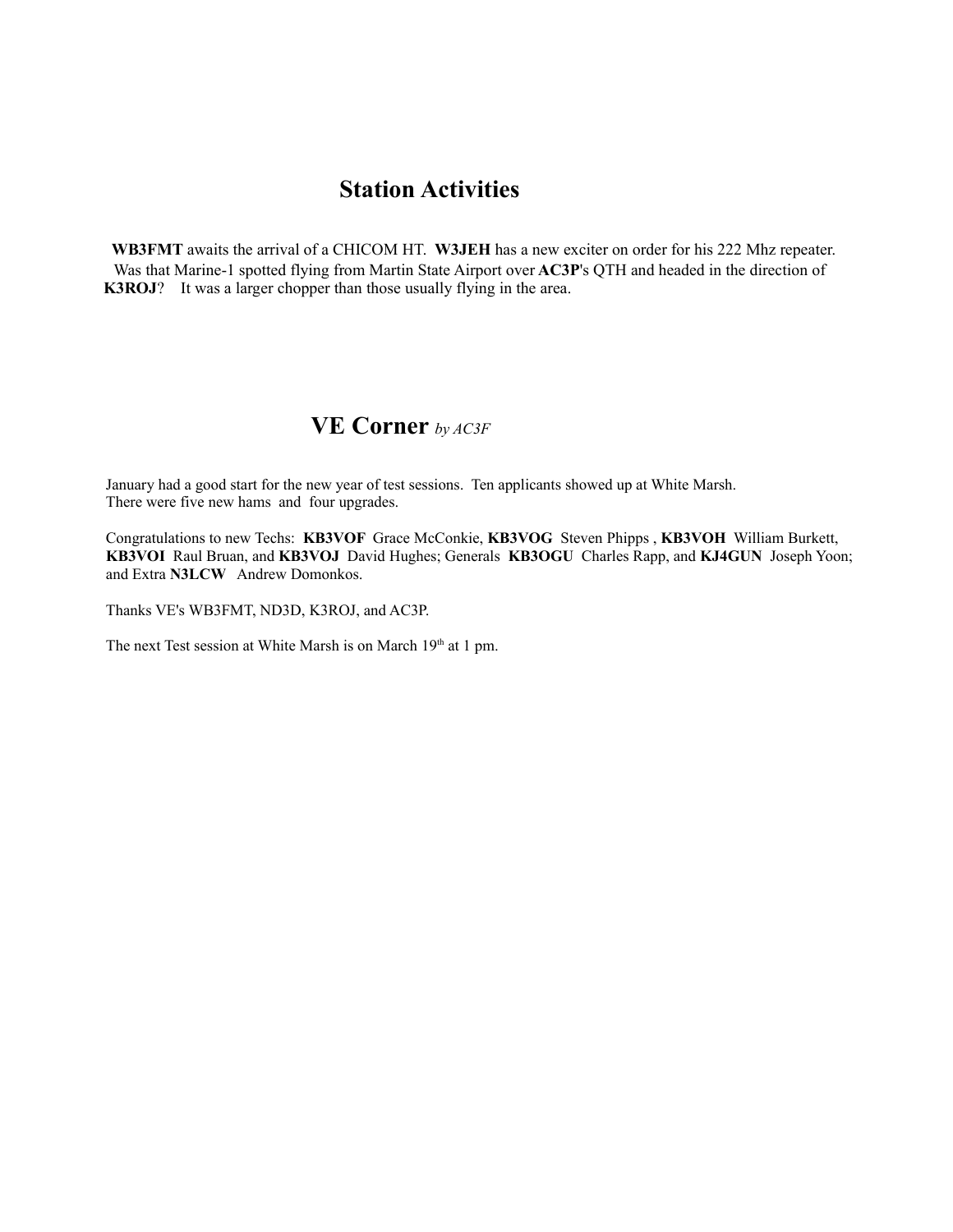## Station Activities

**WB3FMT** awaits the arrival of a CHICOM HT. **W3JEH** has a new exciter on order for his 222 Mhz repeater. Was that Marine-1 spotted flying from Martin State Airport over **AC3P**'s QTH and headed in the direction of **K3ROJ**? It was a larger chopper than those usually flying in the area.

## VE Corner *by AC3F*

January had a good start for the new year of test sessions. Ten applicants showed up at White Marsh. There were five new hams and four upgrades.

Congratulations to new Techs: **KB3VOF** Grace McConkie, **KB3VOG** Steven Phipps , **KB3VOH** William Burkett, **KB3VOI** Raul Bruan, and **KB3VOJ** David Hughes; Generals **KB3OGU** Charles Rapp, and **KJ4GUN** Joseph Yoon; and Extra **N3LCW** Andrew Domonkos.

Thanks VE's WB3FMT, ND3D, K3ROJ, and AC3P.

The next Test session at White Marsh is on March 19th at 1 pm.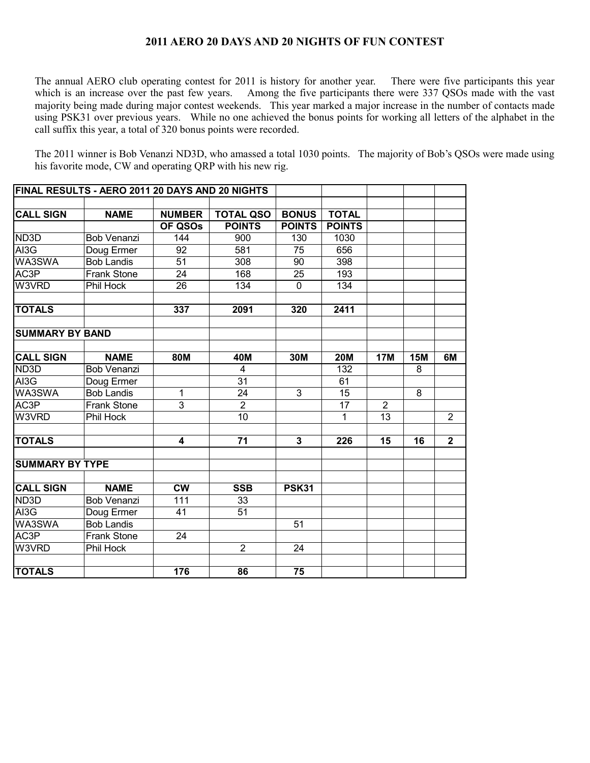## 2011 AERO 20 DAYS AND 20 NIGHTS OF FUN CONTEST

The annual AERO club operating contest for 2011 is history for another year. There were five participants this year which is an increase over the past few years. Among the five participants there were 337 QSOs made with the vast majority being made during major contest weekends. This year marked a major increase in the number of contacts made using PSK31 over previous years. While no one achieved the bonus points for working all letters of the alphabet in the call suffix this year, a total of 320 bonus points were recorded.

The 2011 winner is Bob Venanzi ND3D, who amassed a total 1030 points. The majority of Bob's QSOs were made using his favorite mode, CW and operating QRP with his new rig.

| **FINAL RESULTS - AERO 2011 20 DAYS AND 20 NIGHTS** | | | | | | | | |
|---|---|---|---|---|---|---|---|---|
| | | | | | | | | |
| **CALL SIGN** | **NAME** | **NUMBER** | **TOTAL QSO** | **BONUS** | **TOTAL** | | | |
| | | **OF QSOs** | **POINTS** | **POINTS** | **POINTS** | | | |
| ND3D | Bob Venanzi | 144 | 900 | 130 | 1030 | | | |
| AI3G | Doug Ermer | 92 | 581 | 75 | 656 | | | |
| WA3SWA | Bob Landis | 51 | 308 | 90 | 398 | | | |
| AC3P | Frank Stone | 24 | 168 | 25 | 193 | | | |
| W3VRD | Phil Hock | 26 | 134 | 0 | 134 | | | |
| | | | | | | | | |
| **TOTALS** | | **337** | **2091** | **320** | **2411** | | | |
| | | | | | | | | |
| **SUMMARY BY BAND** | | | | | | | | |
| | | | | | | | | |
| **CALL SIGN** | **NAME** | **80M** | **40M** | **30M** | **20M** | **17M** | **15M** | **6M** |
| ND3D | Bob Venanzi | | 4 | | 132 | | 8 | |
| AI3G | Doug Ermer | | 31 | | 61 | | | |
| WA3SWA | Bob Landis | 1 | 24 | 3 | 15 | | 8 | |
| AC3P | Frank Stone | 3 | 2 | | 17 | 2 | | |
| W3VRD | Phil Hock | | 10 | | 1 | 13 | | 2 |
| | | | | | | | | |
| **TOTALS** | | **4** | **71** | **3** | **226** | **15** | **16** | **2** |
| | | | | | | | | |
| **SUMMARY BY TYPE** | | | | | | | | |
| | | | | | | | | |
| **CALL SIGN** | **NAME** | **CW** | **SSB** | **PSK31** | | | | |
| ND3D | Bob Venanzi | 111 | 33 | | | | | |
| AI3G | Doug Ermer | 41 | 51 | | | | | |
| WA3SWA | Bob Landis | | | 51 | | | | |
| AC3P | Frank Stone | 24 | | | | | | |
| W3VRD | Phil Hock | | 2 | 24 | | | | |
| | | | | | | | | |
| **TOTALS** | | **176** | **86** | **75** | | | | |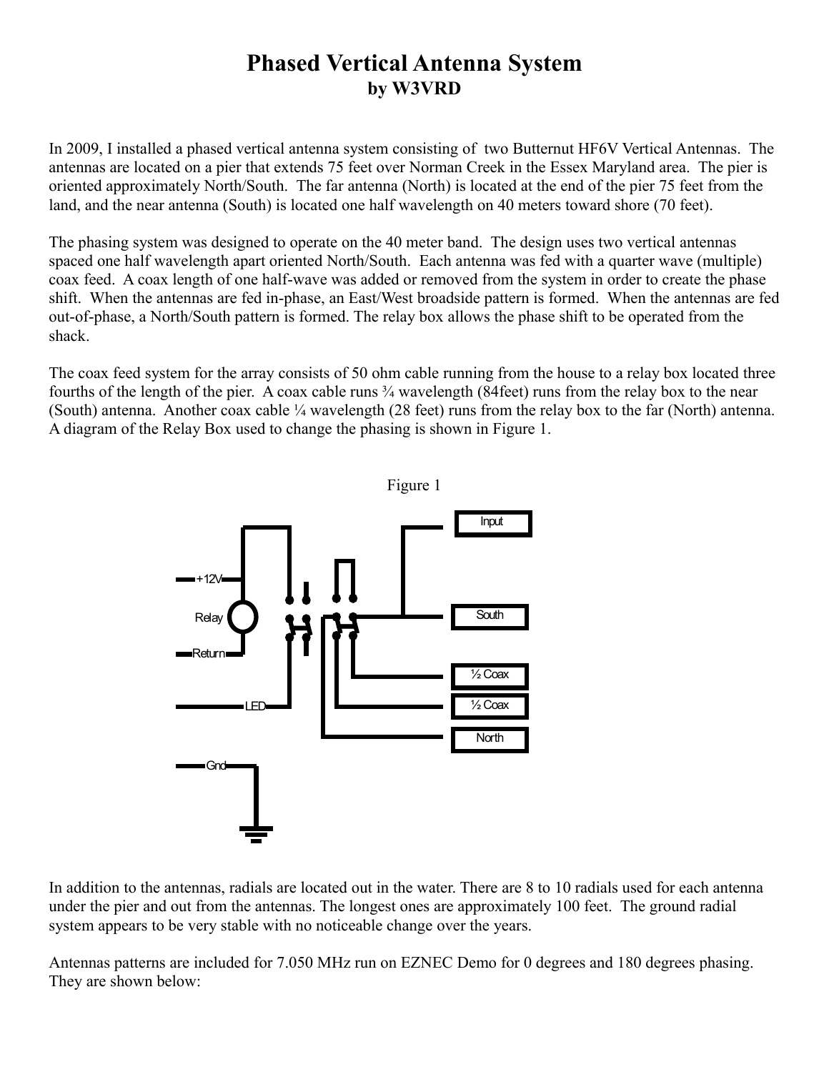# Phased Vertical Antenna System
## by W3VRD

In 2009, I installed a phased vertical antenna system consisting of two Butternut HF6V Vertical Antennas. The antennas are located on a pier that extends 75 feet over Norman Creek in the Essex Maryland area. The pier is oriented approximately North/South. The far antenna (North) is located at the end of the pier 75 feet from the land, and the near antenna (South) is located one half wavelength on 40 meters toward shore (70 feet).

The phasing system was designed to operate on the 40 meter band. The design uses two vertical antennas spaced one half wavelength apart oriented North/South. Each antenna was fed with a quarter wave (multiple) coax feed. A coax length of one half-wave was added or removed from the system in order to create the phase shift. When the antennas are fed in-phase, an East/West broadside pattern is formed. When the antennas are fed out-of-phase, a North/South pattern is formed. The relay box allows the phase shift to be operated from the shack.

The coax feed system for the array consists of 50 ohm cable running from the house to a relay box located three fourths of the length of the pier. A coax cable runs ¾ wavelength (84feet) runs from the relay box to the near (South) antenna. Another coax cable ¼ wavelength (28 feet) runs from the relay box to the far (North) antenna. A diagram of the Relay Box used to change the phasing is shown in Figure 1.

Figure 1

In addition to the antennas, radials are located out in the water. There are 8 to 10 radials used for each antenna under the pier and out from the antennas. The longest ones are approximately 100 feet. The ground radial system appears to be very stable with no noticeable change over the years.

Antennas patterns are included for 7.050 MHz run on EZNEC Demo for 0 degrees and 180 degrees phasing. They are shown below: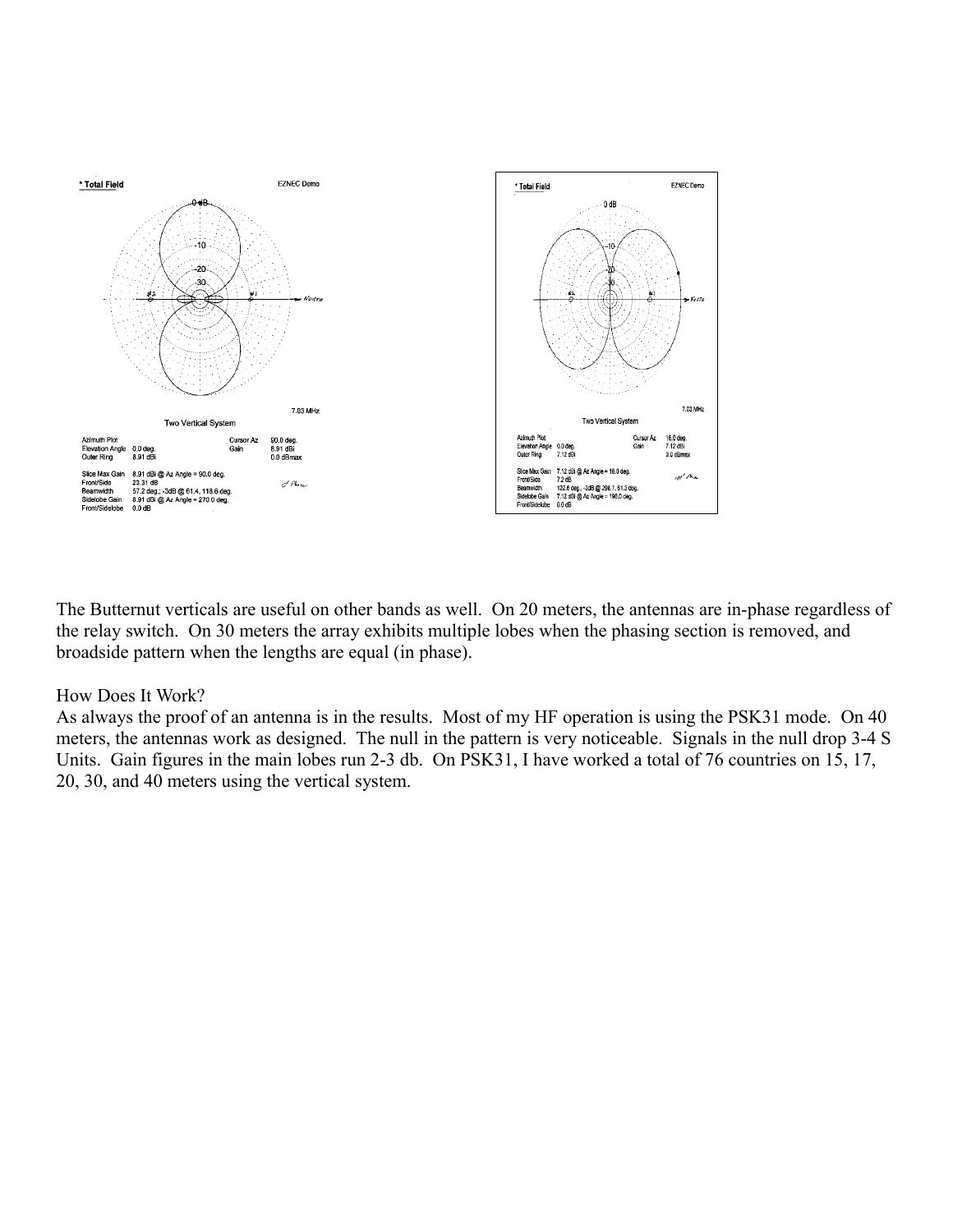* Total Field EZNEC Demo

7.03 MHz

Two Vertical System

| Azimuth Plot | | Cursor Az | 90.0 deg. |
| --- | --- | --- | --- |
| Elevation Angle | 0.0 deg. | Gain | 8.91 dBi |
| Outer Ring | 8.91 dBi | | 0.0 dBmax |

| | |
| --- | --- |
| Slice Max Gain | 8.91 dBi @ Az Angle = 90.0 deg. |
| Front/Side | 23.31 dB |
| Beamwidth | 57.2 deg.; -3dB @ 61.4, 118.6 deg. |
| Sidelobe Gain | 8.91 dBi @ Az Angle = 270.0 deg. |
| Front/Sidelobe | 0.0 dB |

* Total Field EZNEC Demo

7.03 MHz

Two Vertical System

| Azimuth Plot | | Cursor Az | 16.0 deg. |
| --- | --- | --- | --- |
| Elevation Angle | 0.0 deg. | Gain | 7.12 dBi |
| Outer Ring | 7.12 dBi | | 0.0 dBmax |

| | |
| --- | --- |
| Slice Max Gain | 7.12 dBi @ Az Angle = 16.0 deg. |
| Front/Side | 7.2 dB |
| Beamwidth | 122.6 deg.; -3dB @ 298.7, 61.3 deg. |
| Sidelobe Gain | 7.12 dBi @ Az Angle = 196.0 deg. |
| Front/Sidelobe | 0.0 dB |

The Butternut verticals are useful on other bands as well. On 20 meters, the antennas are in-phase regardless of the relay switch. On 30 meters the array exhibits multiple lobes when the phasing section is removed, and broadside pattern when the lengths are equal (in phase).

## How Does It Work?

As always the proof of an antenna is in the results. Most of my HF operation is using the PSK31 mode. On 40 meters, the antennas work as designed. The null in the pattern is very noticeable. Signals in the null drop 3-4 S Units. Gain figures in the main lobes run 2-3 db. On PSK31, I have worked a total of 76 countries on 15, 17, 20, 30, and 40 meters using the vertical system.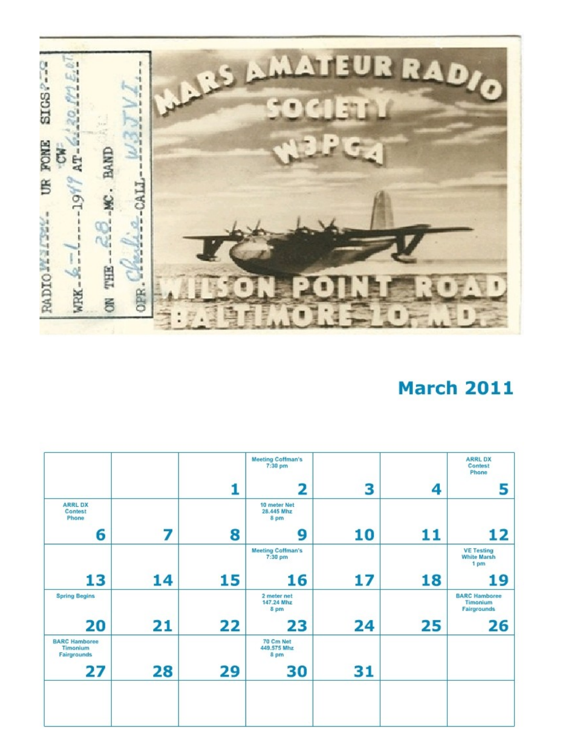## March 2011

| | | | | | | |
|---|---|---|---|---|---|---|
| | | 1 | Meeting Coffman's 7:30 pm 2 | 3 | 4 | ARRL DX Contest Phone 5 |
| ARRL DX Contest Phone 6 | 7 | 8 | 10 meter Net 28.445 Mhz 8 pm 9 | 10 | 11 | 12 |
| 13 | 14 | 15 | Meeting Coffman's 7:30 pm 16 | 17 | 18 | VE Testing White Marsh 1 pm 19 |
| Spring Begins 20 | 21 | 22 | 2 meter net 147.24 Mhz 8 pm 23 | 24 | 25 | BARC Hamboree Timonium Fairgrounds 26 |
| BARC Hamboree Timonium Fairgrounds 27 | 28 | 29 | 70 Cm Net 449.575 Mhz 8 pm 30 | 31 | | |
| | | | | | | |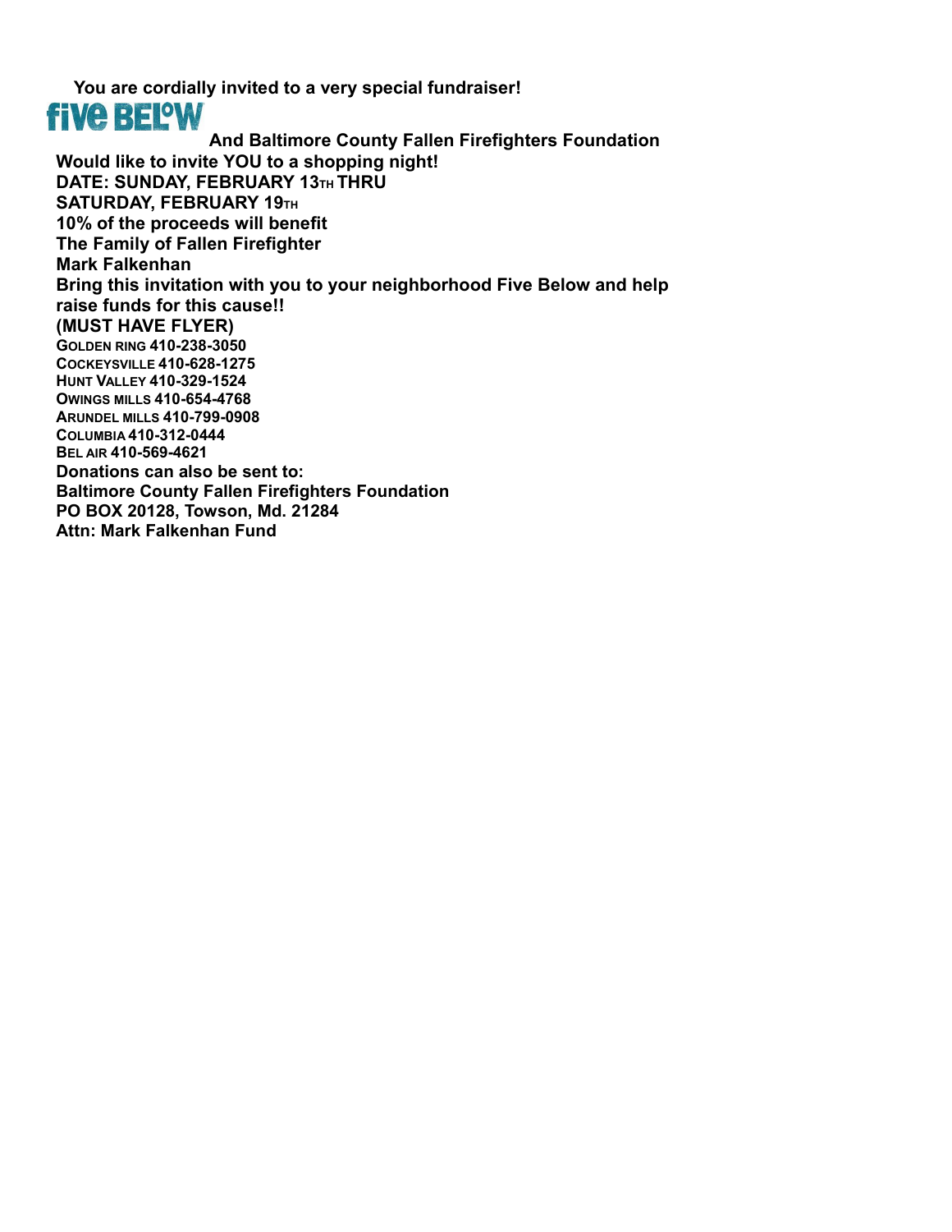**You are cordially invited to a very special fundraiser!**

**five BELOW**

**And Baltimore County Fallen Firefighters Foundation**

**Would like to invite YOU to a shopping night!**

**DATE: SUNDAY, FEBRUARY 13TH THRU SATURDAY, FEBRUARY 19TH**

**10% of the proceeds will benefit**
**The Family of Fallen Firefighter**
**Mark Falkenhan**

**Bring this invitation with you to your neighborhood Five Below and help raise funds for this cause!!**

**(MUST HAVE FLYER)**

**GOLDEN RING 410-238-3050**
**COCKEYSVILLE 410-628-1275**
**HUNT VALLEY 410-329-1524**
**OWINGS MILLS 410-654-4768**
**ARUNDEL MILLS 410-799-0908**
**COLUMBIA 410-312-0444**
**BEL AIR 410-569-4621**

**Donations can also be sent to:**
**Baltimore County Fallen Firefighters Foundation**
**PO BOX 20128, Towson, Md. 21284**
**Attn: Mark Falkenhan Fund**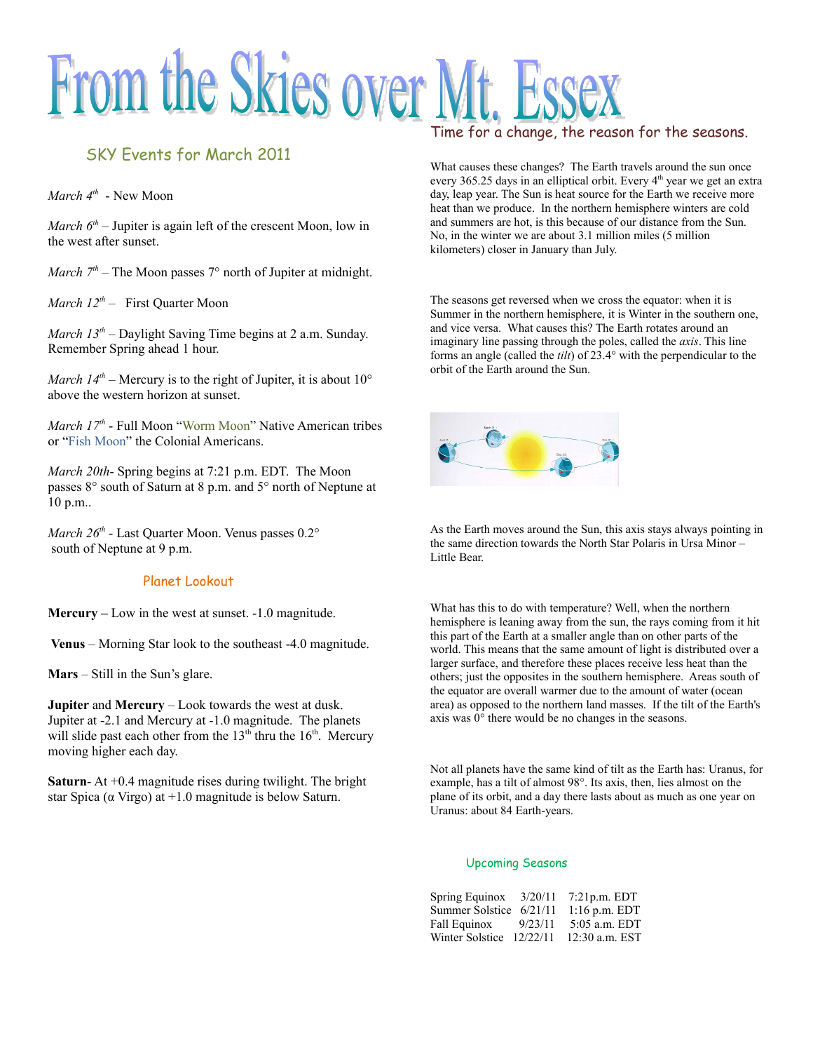# From the Skies over Mt. Essex

## SKY Events for March 2011

*March 4th* - New Moon

*March 6th* – Jupiter is again left of the crescent Moon, low in the west after sunset.

*March 7th* – The Moon passes 7° north of Jupiter at midnight.

*March 12th* – First Quarter Moon

*March 13th* – Daylight Saving Time begins at 2 a.m. Sunday. Remember Spring ahead 1 hour.

*March 14th* – Mercury is to the right of Jupiter, it is about 10° above the western horizon at sunset.

*March 17th* - Full Moon "Worm Moon" Native American tribes or "Fish Moon" the Colonial Americans.

*March 20th*- Spring begins at 7:21 p.m. EDT. The Moon passes 8° south of Saturn at 8 p.m. and 5° north of Neptune at 10 p.m..

*March 26th* - Last Quarter Moon. Venus passes 0.2° south of Neptune at 9 p.m.

### Planet Lookout

**Mercury –** Low in the west at sunset. -1.0 magnitude.

**Venus** – Morning Star look to the southeast -4.0 magnitude.

**Mars** – Still in the Sun's glare.

**Jupiter** and **Mercury** – Look towards the west at dusk. Jupiter at -2.1 and Mercury at -1.0 magnitude. The planets will slide past each other from the 13th thru the 16th. Mercury moving higher each day.

**Saturn**- At +0.4 magnitude rises during twilight. The bright star Spica (α Virgo) at +1.0 magnitude is below Saturn.

## Time for a change, the reason for the seasons.

What causes these changes? The Earth travels around the sun once every 365.25 days in an elliptical orbit. Every 4th year we get an extra day, leap year. The Sun is heat source for the Earth we receive more heat than we produce. In the northern hemisphere winters are cold and summers are hot, is this because of our distance from the Sun. No, in the winter we are about 3.1 million miles (5 million kilometers) closer in January than July.

The seasons get reversed when we cross the equator: when it is Summer in the northern hemisphere, it is Winter in the southern one, and vice versa. What causes this? The Earth rotates around an imaginary line passing through the poles, called the *axis*. This line forms an angle (called the *tilt*) of 23.4° with the perpendicular to the orbit of the Earth around the Sun.

As the Earth moves around the Sun, this axis stays always pointing in the same direction towards the North Star Polaris in Ursa Minor – Little Bear.

What has this to do with temperature? Well, when the northern hemisphere is leaning away from the sun, the rays coming from it hit this part of the Earth at a smaller angle than on other parts of the world. This means that the same amount of light is distributed over a larger surface, and therefore these places receive less heat than the others; just the opposites in the southern hemisphere. Areas south of the equator are overall warmer due to the amount of water (ocean area) as opposed to the northern land masses. If the tilt of the Earth's axis was 0° there would be no changes in the seasons.

Not all planets have the same kind of tilt as the Earth has: Uranus, for example, has a tilt of almost 98°. Its axis, then, lies almost on the plane of its orbit, and a day there lasts about as much as one year on Uranus: about 84 Earth-years.

### Upcoming Seasons

| | | |
|---|---|---|
| Spring Equinox | 3/20/11 | 7:21p.m. EDT |
| Summer Solstice | 6/21/11 | 1:16 p.m. EDT |
| Fall Equinox | 9/23/11 | 5:05 a.m. EDT |
| Winter Solstice | 12/22/11 | 12:30 a.m. EST |